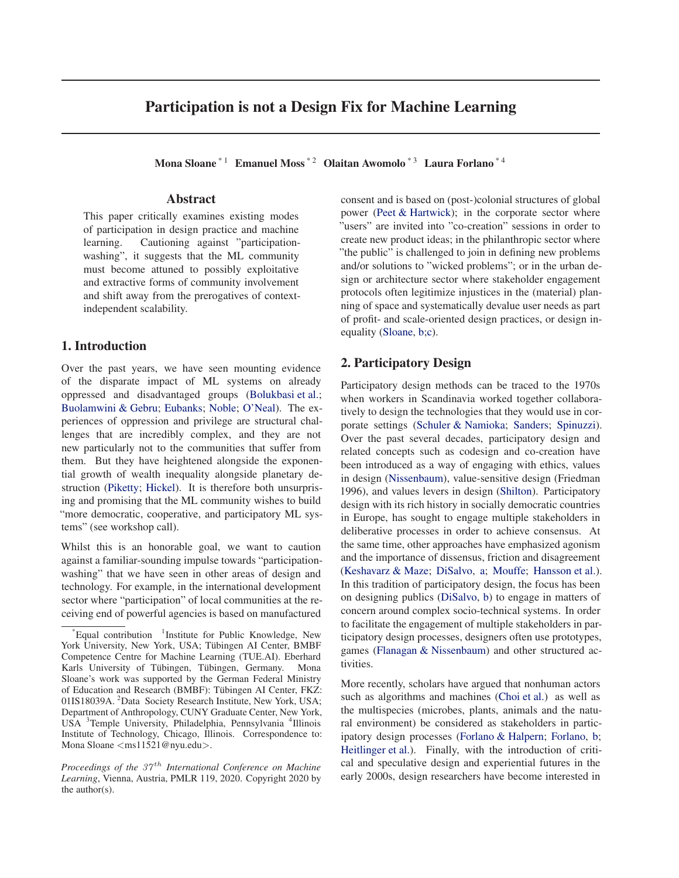# Participation is not a Design Fix for Machine Learning

**Mona Sloane** [*1] **Emanuel Moss** [*2] **Olaitan Awomolo** [*3] **Laura Forlano** [*4]

## Abstract

This paper critically examines existing modes of participation in design practice and machine learning. Cautioning against "participation-washing", it suggests that the ML community must become attuned to possibly exploitative and extractive forms of community involvement and shift away from the prerogatives of context-independent scalability.

## 1. Introduction

Over the past years, we have seen mounting evidence of the disparate impact of ML systems on already oppressed and disadvantaged groups (Bolukbasi et al.; Buolamwini & Gebru; Eubanks; Noble; O'Neal). The experiences of oppression and privilege are structural challenges that are incredibly complex, and they are not new particularly not to the communities that suffer from them. But they have heightened alongside the exponential growth of wealth inequality alongside planetary destruction (Piketty; Hickel). It is therefore both unsurprising and promising that the ML community wishes to build "more democratic, cooperative, and participatory ML systems" (see workshop call).

Whilst this is an honorable goal, we want to caution against a familiar-sounding impulse towards "participation-washing" that we have seen in other areas of design and technology. For example, in the international development sector where "participation" of local communities at the receiving end of powerful agencies is based on manufactured consent and is based on (post-)colonial structures of global power (Peet & Hartwick); in the corporate sector where "users" are invited into "co-creation" sessions in order to create new product ideas; in the philanthropic sector where "the public" is challenged to join in defining new problems and/or solutions to "wicked problems"; or in the urban design or architecture sector where stakeholder engagement protocols often legitimize injustices in the (material) planning of space and systematically devalue user needs as part of profit- and scale-oriented design practices, or design inequality (Sloane, b;c).

## 2. Participatory Design

Participatory design methods can be traced to the 1970s when workers in Scandinavia worked together collaboratively to design the technologies that they would use in corporate settings (Schuler & Namioka; Sanders; Spinuzzi). Over the past several decades, participatory design and related concepts such as codesign and co-creation have been introduced as a way of engaging with ethics, values in design (Nissenbaum), value-sensitive design (Friedman 1996), and values levers in design (Shilton). Participatory design with its rich history in socially democratic countries in Europe, has sought to engage multiple stakeholders in deliberative processes in order to achieve consensus. At the same time, other approaches have emphasized agonism and the importance of dissensus, friction and disagreement (Keshavarz & Maze; DiSalvo, a; Mouffe; Hansson et al.). In this tradition of participatory design, the focus has been on designing publics (DiSalvo, b) to engage in matters of concern around complex socio-technical systems. In order to facilitate the engagement of multiple stakeholders in participatory design processes, designers often use prototypes, games (Flanagan & Nissenbaum) and other structured activities.

More recently, scholars have argued that nonhuman actors such as algorithms and machines (Choi et al.) as well as the multispecies (microbes, plants, animals and the natural environment) be considered as stakeholders in participatory design processes (Forlano & Halpern; Forlano, b; Heitlinger et al.). Finally, with the introduction of critical and speculative design and experiential futures in the early 2000s, design researchers have become interested in

---

[*]Equal contribution [1]Institute for Public Knowledge, New York University, New York, USA; Tübingen AI Center, BMBF Competence Centre for Machine Learning (TUE.AI). Eberhard Karls University of Tübingen, Tübingen, Germany. Mona Sloane's work was supported by the German Federal Ministry of Education and Research (BMBF): Tübingen AI Center, FKZ: 01IS18039A. [2]Data Society Research Institute, New York, USA; Department of Anthropology, CUNY Graduate Center, New York, USA [3]Temple University, Philadelphia, Pennsylvania [4]Illinois Institute of Technology, Chicago, Illinois. Correspondence to: Mona Sloane <ms11521@nyu.edu>.

*Proceedings of the 37th International Conference on Machine Learning*, Vienna, Austria, PMLR 119, 2020. Copyright 2020 by the author(s).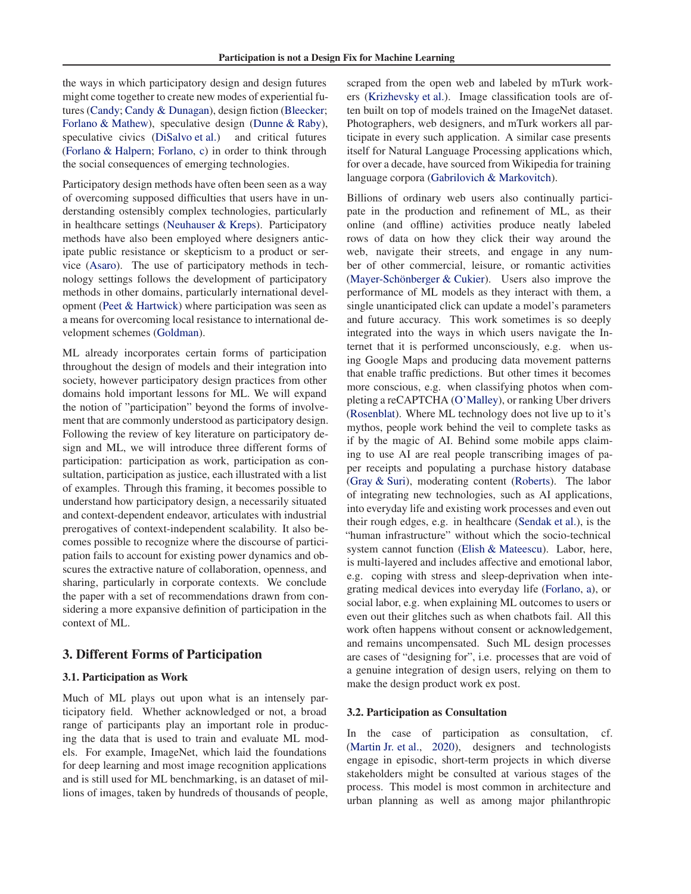the ways in which participatory design and design futures might come together to create new modes of experiential futures (Candy; Candy & Dunagan), design fiction (Bleecker; Forlano & Mathew), speculative design (Dunne & Raby), speculative civics (DiSalvo et al.) and critical futures (Forlano & Halpern; Forlano, c) in order to think through the social consequences of emerging technologies.

Participatory design methods have often been seen as a way of overcoming supposed difficulties that users have in understanding ostensibly complex technologies, particularly in healthcare settings (Neuhauser & Kreps). Participatory methods have also been employed where designers anticipate public resistance or skepticism to a product or service (Asaro). The use of participatory methods in technology settings follows the development of participatory methods in other domains, particularly international development (Peet & Hartwick) where participation was seen as a means for overcoming local resistance to international development schemes (Goldman).

ML already incorporates certain forms of participation throughout the design of models and their integration into society, however participatory design practices from other domains hold important lessons for ML. We will expand the notion of "participation" beyond the forms of involvement that are commonly understood as participatory design. Following the review of key literature on participatory design and ML, we will introduce three different forms of participation: participation as work, participation as consultation, participation as justice, each illustrated with a list of examples. Through this framing, it becomes possible to understand how participatory design, a necessarily situated and context-dependent endeavor, articulates with industrial prerogatives of context-independent scalability. It also becomes possible to recognize where the discourse of participation fails to account for existing power dynamics and obscures the extractive nature of collaboration, openness, and sharing, particularly in corporate contexts. We conclude the paper with a set of recommendations drawn from considering a more expansive definition of participation in the context of ML.

## 3. Different Forms of Participation

### 3.1. Participation as Work

Much of ML plays out upon what is an intensely participatory field. Whether acknowledged or not, a broad range of participants play an important role in producing the data that is used to train and evaluate ML models. For example, ImageNet, which laid the foundations for deep learning and most image recognition applications and is still used for ML benchmarking, is an dataset of millions of images, taken by hundreds of thousands of people, scraped from the open web and labeled by mTurk workers (Krizhevsky et al.). Image classification tools are often built on top of models trained on the ImageNet dataset. Photographers, web designers, and mTurk workers all participate in every such application. A similar case presents itself for Natural Language Processing applications which, for over a decade, have sourced from Wikipedia for training language corpora (Gabrilovich & Markovitch).

Billions of ordinary web users also continually participate in the production and refinement of ML, as their online (and offline) activities produce neatly labeled rows of data on how they click their way around the web, navigate their streets, and engage in any number of other commercial, leisure, or romantic activities (Mayer-Schönberger & Cukier). Users also improve the performance of ML models as they interact with them, a single unanticipated click can update a model's parameters and future accuracy. This work sometimes is so deeply integrated into the ways in which users navigate the Internet that it is performed unconsciously, e.g. when using Google Maps and producing data movement patterns that enable traffic predictions. But other times it becomes more conscious, e.g. when classifying photos when completing a reCAPTCHA (O'Malley), or ranking Uber drivers (Rosenblat). Where ML technology does not live up to it's mythos, people work behind the veil to complete tasks as if by the magic of AI. Behind some mobile apps claiming to use AI are real people transcribing images of paper receipts and populating a purchase history database (Gray & Suri), moderating content (Roberts). The labor of integrating new technologies, such as AI applications, into everyday life and existing work processes and even out their rough edges, e.g. in healthcare (Sendak et al.), is the "human infrastructure" without which the socio-technical system cannot function (Elish & Mateescu). Labor, here, is multi-layered and includes affective and emotional labor, e.g. coping with stress and sleep-deprivation when integrating medical devices into everyday life (Forlano, a), or social labor, e.g. when explaining ML outcomes to users or even out their glitches such as when chatbots fail. All this work often happens without consent or acknowledgement, and remains uncompensated. Such ML design processes are cases of "designing for", i.e. processes that are void of a genuine integration of design users, relying on them to make the design product work ex post.

### 3.2. Participation as Consultation

In the case of participation as consultation, cf. (Martin Jr. et al., 2020), designers and technologists engage in episodic, short-term projects in which diverse stakeholders might be consulted at various stages of the process. This model is most common in architecture and urban planning as well as among major philanthropic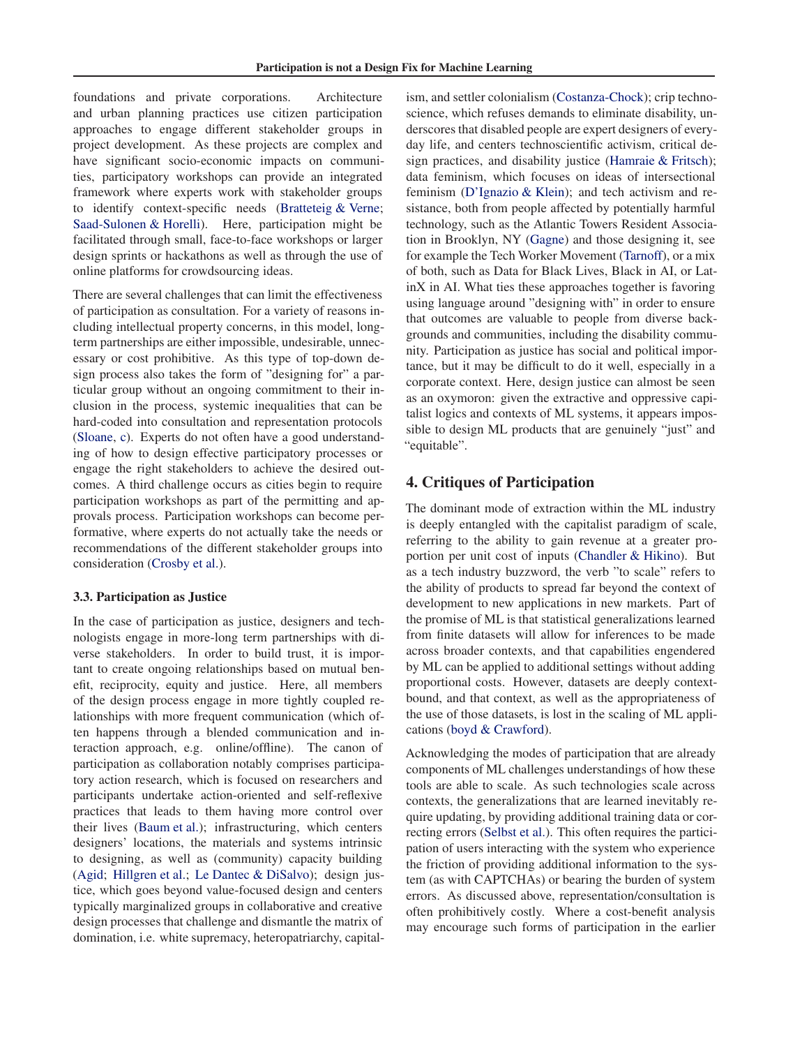foundations and private corporations. Architecture and urban planning practices use citizen participation approaches to engage different stakeholder groups in project development. As these projects are complex and have significant socio-economic impacts on communities, participatory workshops can provide an integrated framework where experts work with stakeholder groups to identify context-specific needs (Bratteteig & Verne; Saad-Sulonen & Horelli). Here, participation might be facilitated through small, face-to-face workshops or larger design sprints or hackathons as well as through the use of online platforms for crowdsourcing ideas.

There are several challenges that can limit the effectiveness of participation as consultation. For a variety of reasons including intellectual property concerns, in this model, long-term partnerships are either impossible, undesirable, unnecessary or cost prohibitive. As this type of top-down design process also takes the form of "designing for" a particular group without an ongoing commitment to their inclusion in the process, systemic inequalities that can be hard-coded into consultation and representation protocols (Sloane, c). Experts do not often have a good understanding of how to design effective participatory processes or engage the right stakeholders to achieve the desired outcomes. A third challenge occurs as cities begin to require participation workshops as part of the permitting and approvals process. Participation workshops can become performative, where experts do not actually take the needs or recommendations of the different stakeholder groups into consideration (Crosby et al.).

### 3.3. Participation as Justice

In the case of participation as justice, designers and technologists engage in more-long term partnerships with diverse stakeholders. In order to build trust, it is important to create ongoing relationships based on mutual benefit, reciprocity, equity and justice. Here, all members of the design process engage in more tightly coupled relationships with more frequent communication (which often happens through a blended communication and interaction approach, e.g. online/offline). The canon of participation as collaboration notably comprises participatory action research, which is focused on researchers and participants undertake action-oriented and self-reflexive practices that leads to them having more control over their lives (Baum et al.); infrastructuring, which centers designers' locations, the materials and systems intrinsic to designing, as well as (community) capacity building (Agid; Hillgren et al.; Le Dantec & DiSalvo); design justice, which goes beyond value-focused design and centers typically marginalized groups in collaborative and creative design processes that challenge and dismantle the matrix of domination, i.e. white supremacy, heteropatriarchy, capitalism, and settler colonialism (Costanza-Chock); crip technoscience, which refuses demands to eliminate disability, underscores that disabled people are expert designers of everyday life, and centers technoscientific activism, critical design practices, and disability justice (Hamraie & Fritsch); data feminism, which focuses on ideas of intersectional feminism (D'Ignazio & Klein); and tech activism and resistance, both from people affected by potentially harmful technology, such as the Atlantic Towers Resident Association in Brooklyn, NY (Gagne) and those designing it, see for example the Tech Worker Movement (Tarnoff), or a mix of both, such as Data for Black Lives, Black in AI, or LatinX in AI. What ties these approaches together is favoring using language around "designing with" in order to ensure that outcomes are valuable to people from diverse backgrounds and communities, including the disability community. Participation as justice has social and political importance, but it may be difficult to do it well, especially in a corporate context. Here, design justice can almost be seen as an oxymoron: given the extractive and oppressive capitalist logics and contexts of ML systems, it appears impossible to design ML products that are genuinely "just" and "equitable".

## 4. Critiques of Participation

The dominant mode of extraction within the ML industry is deeply entangled with the capitalist paradigm of scale, referring to the ability to gain revenue at a greater proportion per unit cost of inputs (Chandler & Hikino). But as a tech industry buzzword, the verb "to scale" refers to the ability of products to spread far beyond the context of development to new applications in new markets. Part of the promise of ML is that statistical generalizations learned from finite datasets will allow for inferences to be made across broader contexts, and that capabilities engendered by ML can be applied to additional settings without adding proportional costs. However, datasets are deeply context-bound, and that context, as well as the appropriateness of the use of those datasets, is lost in the scaling of ML applications (boyd & Crawford).

Acknowledging the modes of participation that are already components of ML challenges understandings of how these tools are able to scale. As such technologies scale across contexts, the generalizations that are learned inevitably require updating, by providing additional training data or correcting errors (Selbst et al.). This often requires the participation of users interacting with the system who experience the friction of providing additional information to the system (as with CAPTCHAs) or bearing the burden of system errors. As discussed above, representation/consultation is often prohibitively costly. Where a cost-benefit analysis may encourage such forms of participation in the earlier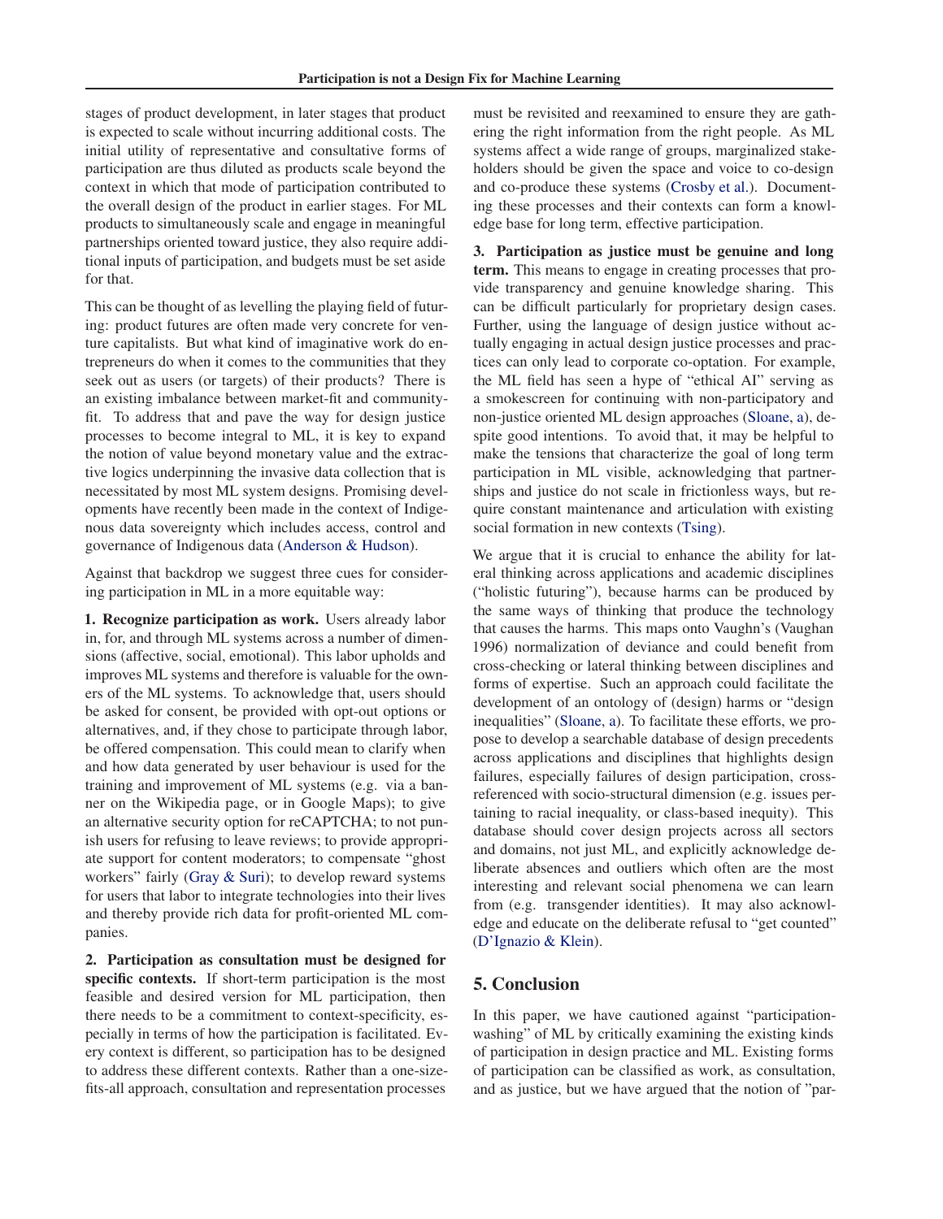stages of product development, in later stages that product is expected to scale without incurring additional costs. The initial utility of representative and consultative forms of participation are thus diluted as products scale beyond the context in which that mode of participation contributed to the overall design of the product in earlier stages. For ML products to simultaneously scale and engage in meaningful partnerships oriented toward justice, they also require additional inputs of participation, and budgets must be set aside for that.

This can be thought of as levelling the playing field of futuring: product futures are often made very concrete for venture capitalists. But what kind of imaginative work do entrepreneurs do when it comes to the communities that they seek out as users (or targets) of their products? There is an existing imbalance between market-fit and community-fit. To address that and pave the way for design justice processes to become integral to ML, it is key to expand the notion of value beyond monetary value and the extractive logics underpinning the invasive data collection that is necessitated by most ML system designs. Promising developments have recently been made in the context of Indigenous data sovereignty which includes access, control and governance of Indigenous data (Anderson & Hudson).

Against that backdrop we suggest three cues for considering participation in ML in a more equitable way:

**1. Recognize participation as work.** Users already labor in, for, and through ML systems across a number of dimensions (affective, social, emotional). This labor upholds and improves ML systems and therefore is valuable for the owners of the ML systems. To acknowledge that, users should be asked for consent, be provided with opt-out options or alternatives, and, if they chose to participate through labor, be offered compensation. This could mean to clarify when and how data generated by user behaviour is used for the training and improvement of ML systems (e.g. via a banner on the Wikipedia page, or in Google Maps); to give an alternative security option for reCAPTCHA; to not punish users for refusing to leave reviews; to provide appropriate support for content moderators; to compensate "ghost workers" fairly (Gray & Suri); to develop reward systems for users that labor to integrate technologies into their lives and thereby provide rich data for profit-oriented ML companies.

**2. Participation as consultation must be designed for specific contexts.** If short-term participation is the most feasible and desired version for ML participation, then there needs to be a commitment to context-specificity, especially in terms of how the participation is facilitated. Every context is different, so participation has to be designed to address these different contexts. Rather than a one-size-fits-all approach, consultation and representation processes must be revisited and reexamined to ensure they are gathering the right information from the right people. As ML systems affect a wide range of groups, marginalized stakeholders should be given the space and voice to co-design and co-produce these systems (Crosby et al.). Documenting these processes and their contexts can form a knowledge base for long term, effective participation.

**3. Participation as justice must be genuine and long term.** This means to engage in creating processes that provide transparency and genuine knowledge sharing. This can be difficult particularly for proprietary design cases. Further, using the language of design justice without actually engaging in actual design justice processes and practices can only lead to corporate co-optation. For example, the ML field has seen a hype of "ethical AI" serving as a smokescreen for continuing with non-participatory and non-justice oriented ML design approaches (Sloane, a), despite good intentions. To avoid that, it may be helpful to make the tensions that characterize the goal of long term participation in ML visible, acknowledging that partnerships and justice do not scale in frictionless ways, but require constant maintenance and articulation with existing social formation in new contexts (Tsing).

We argue that it is crucial to enhance the ability for lateral thinking across applications and academic disciplines ("holistic futuring"), because harms can be produced by the same ways of thinking that produce the technology that causes the harms. This maps onto Vaughn's (Vaughan 1996) normalization of deviance and could benefit from cross-checking or lateral thinking between disciplines and forms of expertise. Such an approach could facilitate the development of an ontology of (design) harms or "design inequalities" (Sloane, a). To facilitate these efforts, we propose to develop a searchable database of design precedents across applications and disciplines that highlights design failures, especially failures of design participation, cross-referenced with socio-structural dimension (e.g. issues pertaining to racial inequality, or class-based inequity). This database should cover design projects across all sectors and domains, not just ML, and explicitly acknowledge deliberate absences and outliers which often are the most interesting and relevant social phenomena we can learn from (e.g. transgender identities). It may also acknowledge and educate on the deliberate refusal to "get counted" (D'Ignazio & Klein).

## 5. Conclusion

In this paper, we have cautioned against "participation-washing" of ML by critically examining the existing kinds of participation in design practice and ML. Existing forms of participation can be classified as work, as consultation, and as justice, but we have argued that the notion of "par-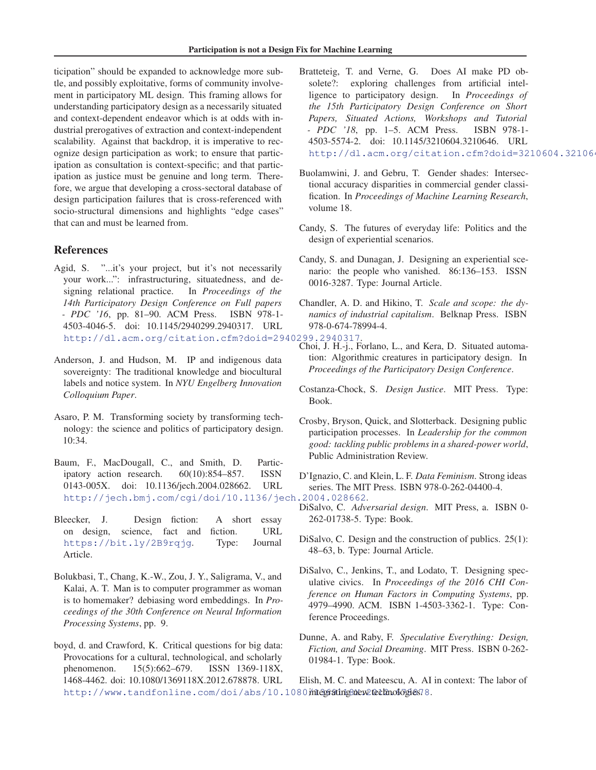ticipation" should be expanded to acknowledge more subtle, and possibly exploitative, forms of community involvement in participatory ML design. This framing allows for understanding participatory design as a necessarily situated and context-dependent endeavor which is at odds with industrial prerogatives of extraction and context-independent scalability. Against that backdrop, it is imperative to recognize design participation as work; to ensure that participation as consultation is context-specific; and that participation as justice must be genuine and long term. Therefore, we argue that developing a cross-sectoral database of design participation failures that is cross-referenced with socio-structural dimensions and highlights "edge cases" that can and must be learned from.

## References

Agid, S. "...it's your project, but it's not necessarily your work...": infrastructuring, situatedness, and designing relational practice. In *Proceedings of the 14th Participatory Design Conference on Full papers - PDC '16*, pp. 81–90. ACM Press. ISBN 978-1-4503-4046-5. doi: 10.1145/2940299.2940317. URL http://dl.acm.org/citation.cfm?doid=2940299.2940317.

Anderson, J. and Hudson, M. IP and indigenous data sovereignty: The traditional knowledge and biocultural labels and notice system. In *NYU Engelberg Innovation Colloquium Paper*.

Asaro, P. M. Transforming society by transforming technology: the science and politics of participatory design. 10:34.

Baum, F., MacDougall, C., and Smith, D. Participatory action research. 60(10):854–857. ISSN 0143-005X. doi: 10.1136/jech.2004.028662. URL http://jech.bmj.com/cgi/doi/10.1136/jech.2004.028662.

Bleecker, J. Design fiction: A short essay on design, science, fact and fiction. URL https://bit.ly/2B9rqjg. Type: Journal Article.

Bolukbasi, T., Chang, K.-W., Zou, J. Y., Saligrama, V., and Kalai, A. T. Man is to computer programmer as woman is to homemaker? debiasing word embeddings. In *Proceedings of the 30th Conference on Neural Information Processing Systems*, pp. 9.

boyd, d. and Crawford, K. Critical questions for big data: Provocations for a cultural, technological, and scholarly phenomenon. 15(5):662–679. ISSN 1369-118X, 1468-4462. doi: 10.1080/1369118X.2012.678878. URL http://www.tandfonline.com/doi/abs/10.1080/1369118X.2012.678878.

Bratteteig, T. and Verne, G. Does AI make PD obsolete?: exploring challenges from artificial intelligence to participatory design. In *Proceedings of the 15th Participatory Design Conference on Short Papers, Situated Actions, Workshops and Tutorial - PDC '18*, pp. 1–5. ACM Press. ISBN 978-1-4503-5574-2. doi: 10.1145/3210604.3210646. URL http://dl.acm.org/citation.cfm?doid=3210604.3210646.

Buolamwini, J. and Gebru, T. Gender shades: Intersectional accuracy disparities in commercial gender classification. In *Proceedings of Machine Learning Research*, volume 18.

Candy, S. The futures of everyday life: Politics and the design of experiential scenarios.

Candy, S. and Dunagan, J. Designing an experiential scenario: the people who vanished. 86:136–153. ISSN 0016-3287. Type: Journal Article.

Chandler, A. D. and Hikino, T. *Scale and scope: the dynamics of industrial capitalism*. Belknap Press. ISBN 978-0-674-78994-4.

Choi, J. H.-j., Forlano, L., and Kera, D. Situated automation: Algorithmic creatures in participatory design. In *Proceedings of the Participatory Design Conference*.

Costanza-Chock, S. *Design Justice*. MIT Press. Type: Book.

Crosby, Bryson, Quick, and Slotterback. Designing public participation processes. In *Leadership for the common good: tackling public problems in a shared-power world*, Public Administration Review.

D'Ignazio, C. and Klein, L. F. *Data Feminism*. Strong ideas series. The MIT Press. ISBN 978-0-262-04400-4.

DiSalvo, C. *Adversarial design*. MIT Press, a. ISBN 0-262-01738-5. Type: Book.

DiSalvo, C. Design and the construction of publics. 25(1): 48–63, b. Type: Journal Article.

DiSalvo, C., Jenkins, T., and Lodato, T. Designing speculative civics. In *Proceedings of the 2016 CHI Conference on Human Factors in Computing Systems*, pp. 4979–4990. ACM. ISBN 1-4503-3362-1. Type: Conference Proceedings.

Dunne, A. and Raby, F. *Speculative Everything: Design, Fiction, and Social Dreaming*. MIT Press. ISBN 0-262-01984-1. Type: Book.

Elish, M. C. and Mateescu, A. AI in context: The labor of integrating new technologies.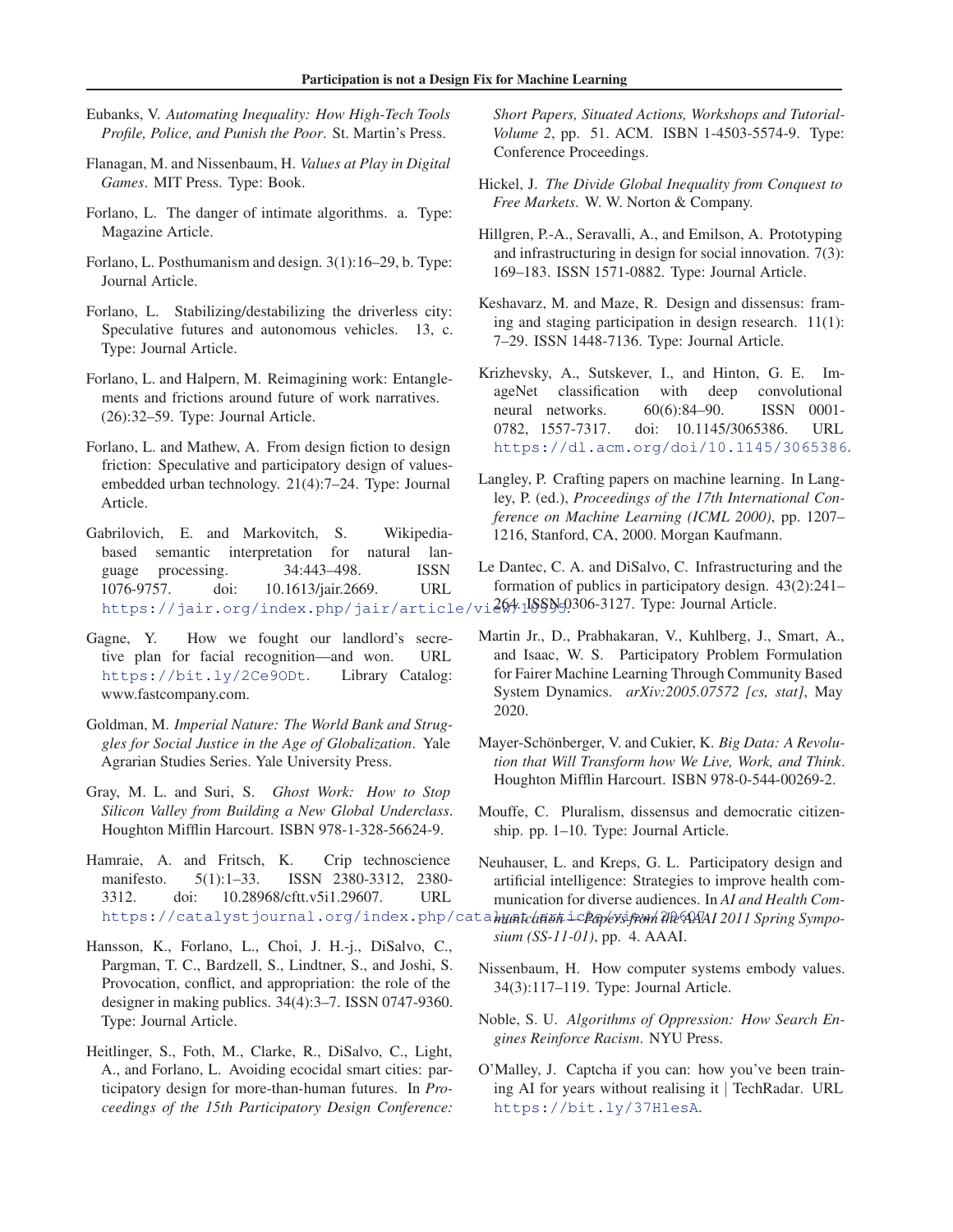Eubanks, V. *Automating Inequality: How High-Tech Tools Profile, Police, and Punish the Poor*. St. Martin's Press.

Flanagan, M. and Nissenbaum, H. *Values at Play in Digital Games*. MIT Press. Type: Book.

Forlano, L. The danger of intimate algorithms. a. Type: Magazine Article.

Forlano, L. Posthumanism and design. 3(1):16–29, b. Type: Journal Article.

Forlano, L. Stabilizing/destabilizing the driverless city: Speculative futures and autonomous vehicles. 13, c. Type: Journal Article.

Forlano, L. and Halpern, M. Reimagining work: Entanglements and frictions around future of work narratives. (26):32–59. Type: Journal Article.

Forlano, L. and Mathew, A. From design fiction to design friction: Speculative and participatory design of values-embedded urban technology. 21(4):7–24. Type: Journal Article.

Gabrilovich, E. and Markovitch, S. Wikipedia-based semantic interpretation for natural language processing. 34:443–498. ISSN 1076-9757. doi: 10.1613/jair.2669. URL https://jair.org/index.php/jair/article/view/10595.

Gagne, Y. How we fought our landlord's secretive plan for facial recognition—and won. URL https://bit.ly/2Ce9ODt. Library Catalog: www.fastcompany.com.

Goldman, M. *Imperial Nature: The World Bank and Struggles for Social Justice in the Age of Globalization*. Yale Agrarian Studies Series. Yale University Press.

Gray, M. L. and Suri, S. *Ghost Work: How to Stop Silicon Valley from Building a New Global Underclass*. Houghton Mifflin Harcourt. ISBN 978-1-328-56624-9.

Hamraie, A. and Fritsch, K. Crip technoscience manifesto. 5(1):1–33. ISSN 2380-3312, 2380-3312. doi: 10.28968/cftt.v5i1.29607. URL https://catalystjournal.org/index.php/catalyst/article/view/29607.

Hansson, K., Forlano, L., Choi, J. H.-j., DiSalvo, C., Pargman, T. C., Bardzell, S., Lindtner, S., and Joshi, S. Provocation, conflict, and appropriation: the role of the designer in making publics. 34(4):3–7. ISSN 0747-9360. Type: Journal Article.

Heitlinger, S., Foth, M., Clarke, R., DiSalvo, C., Light, A., and Forlano, L. Avoiding ecocidal smart cities: participatory design for more-than-human futures. In *Proceedings of the 15th Participatory Design Conference: Short Papers, Situated Actions, Workshops and Tutorial-Volume 2*, pp. 51. ACM. ISBN 1-4503-5574-9. Type: Conference Proceedings.

Hickel, J. *The Divide Global Inequality from Conquest to Free Markets*. W. W. Norton & Company.

Hillgren, P.-A., Seravalli, A., and Emilson, A. Prototyping and infrastructuring in design for social innovation. 7(3): 169–183. ISSN 1571-0882. Type: Journal Article.

Keshavarz, M. and Maze, R. Design and dissensus: framing and staging participation in design research. 11(1): 7–29. ISSN 1448-7136. Type: Journal Article.

Krizhevsky, A., Sutskever, I., and Hinton, G. E. ImageNet classification with deep convolutional neural networks. 60(6):84–90. ISSN 0001-0782, 1557-7317. doi: 10.1145/3065386. URL https://dl.acm.org/doi/10.1145/3065386.

Langley, P. Crafting papers on machine learning. In Langley, P. (ed.), *Proceedings of the 17th International Conference on Machine Learning (ICML 2000)*, pp. 1207–1216, Stanford, CA, 2000. Morgan Kaufmann.

Le Dantec, C. A. and DiSalvo, C. Infrastructuring and the formation of publics in participatory design. 43(2):241–264. ISSN 0306-3127. Type: Journal Article.

Martin Jr., D., Prabhakaran, V., Kuhlberg, J., Smart, A., and Isaac, W. S. Participatory Problem Formulation for Fairer Machine Learning Through Community Based System Dynamics. *arXiv:2005.07572 [cs, stat]*, May 2020.

Mayer-Schönberger, V. and Cukier, K. *Big Data: A Revolution that Will Transform how We Live, Work, and Think*. Houghton Mifflin Harcourt. ISBN 978-0-544-00269-2.

Mouffe, C. Pluralism, dissensus and democratic citizenship. pp. 1–10. Type: Journal Article.

Neuhauser, L. and Kreps, G. L. Participatory design and artificial intelligence: Strategies to improve health communication for diverse audiences. In *AI and Health Communication — Papers from the AAAI 2011 Spring Symposium (SS-11-01)*, pp. 4. AAAI.

Nissenbaum, H. How computer systems embody values. 34(3):117–119. Type: Journal Article.

Noble, S. U. *Algorithms of Oppression: How Search Engines Reinforce Racism*. NYU Press.

O'Malley, J. Captcha if you can: how you've been training AI for years without realising it | TechRadar. URL https://bit.ly/37H1esA.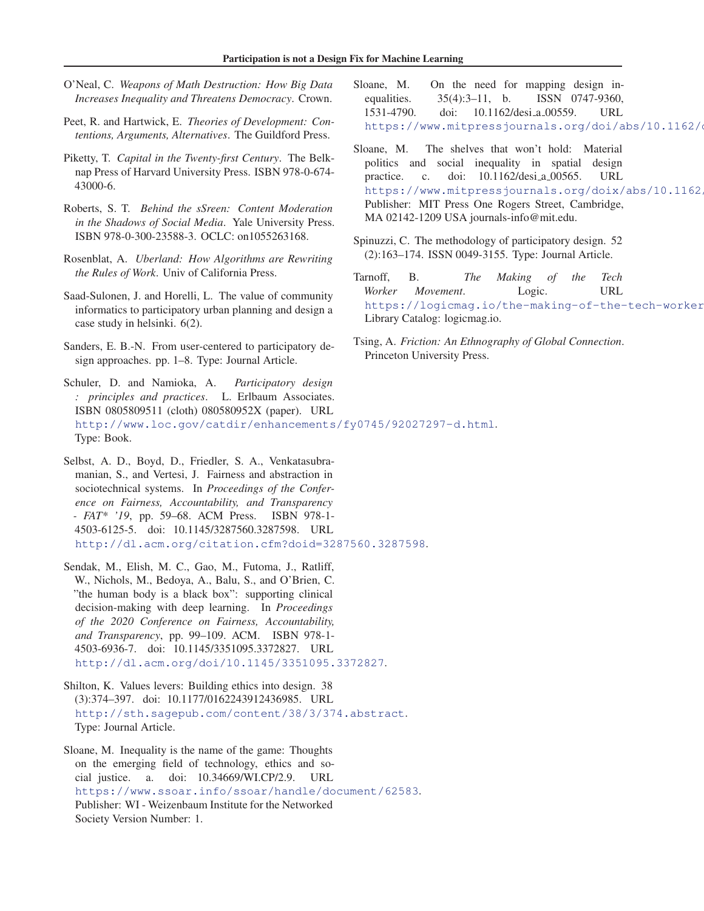O'Neal, C. *Weapons of Math Destruction: How Big Data Increases Inequality and Threatens Democracy*. Crown.

Peet, R. and Hartwick, E. *Theories of Development: Contentions, Arguments, Alternatives*. The Guildford Press.

Piketty, T. *Capital in the Twenty-first Century*. The Belknap Press of Harvard University Press. ISBN 978-0-674-43000-6.

Roberts, S. T. *Behind the sSreen: Content Moderation in the Shadows of Social Media*. Yale University Press. ISBN 978-0-300-23588-3. OCLC: on1055263168.

Rosenblat, A. *Uberland: How Algorithms are Rewriting the Rules of Work*. Univ of California Press.

Saad-Sulonen, J. and Horelli, L. The value of community informatics to participatory urban planning and design a case study in helsinki. 6(2).

Sanders, E. B.-N. From user-centered to participatory design approaches. pp. 1–8. Type: Journal Article.

Schuler, D. and Namioka, A. *Participatory design : principles and practices*. L. Erlbaum Associates. ISBN 0805809511 (cloth) 080580952X (paper). URL http://www.loc.gov/catdir/enhancements/fy0745/92027297-d.html. Type: Book.

Selbst, A. D., Boyd, D., Friedler, S. A., Venkatasubramanian, S., and Vertesi, J. Fairness and abstraction in sociotechnical systems. In *Proceedings of the Conference on Fairness, Accountability, and Transparency - FAT* '19*, pp. 59–68. ACM Press. ISBN 978-1-4503-6125-5. doi: 10.1145/3287560.3287598. URL http://dl.acm.org/citation.cfm?doid=3287560.3287598.

Sendak, M., Elish, M. C., Gao, M., Futoma, J., Ratliff, W., Nichols, M., Bedoya, A., Balu, S., and O'Brien, C. "the human body is a black box": supporting clinical decision-making with deep learning. In *Proceedings of the 2020 Conference on Fairness, Accountability, and Transparency*, pp. 99–109. ACM. ISBN 978-1-4503-6936-7. doi: 10.1145/3351095.3372827. URL http://dl.acm.org/doi/10.1145/3351095.3372827.

Shilton, K. Values levers: Building ethics into design. 38 (3):374–397. doi: 10.1177/0162243912436985. URL http://sth.sagepub.com/content/38/3/374.abstract. Type: Journal Article.

Sloane, M. Inequality is the name of the game: Thoughts on the emerging field of technology, ethics and social justice. a. doi: 10.34669/WI.CP/2.9. URL https://www.ssoar.info/ssoar/handle/document/62583. Publisher: WI - Weizenbaum Institute for the Networked Society Version Number: 1.

Sloane, M. On the need for mapping design inequalities. 35(4):3–11, b. ISSN 0747-9360, 1531-4790. doi: 10.1162/desi_a_00559. URL https://www.mitpressjournals.org/doi/abs/10.1162/

Sloane, M. The shelves that won't hold: Material politics and social inequality in spatial design practice. c. doi: 10.1162/desi_a_00565. URL https://www.mitpressjournals.org/doix/abs/10.1162/ Publisher: MIT Press One Rogers Street, Cambridge, MA 02142-1209 USA journals-info@mit.edu.

Spinuzzi, C. The methodology of participatory design. 52 (2):163–174. ISSN 0049-3155. Type: Journal Article.

Tarnoff, B. *The Making of the Tech Worker Movement*. Logic. URL https://logicmag.io/the-making-of-the-tech-worker Library Catalog: logicmag.io.

Tsing, A. *Friction: An Ethnography of Global Connection*. Princeton University Press.